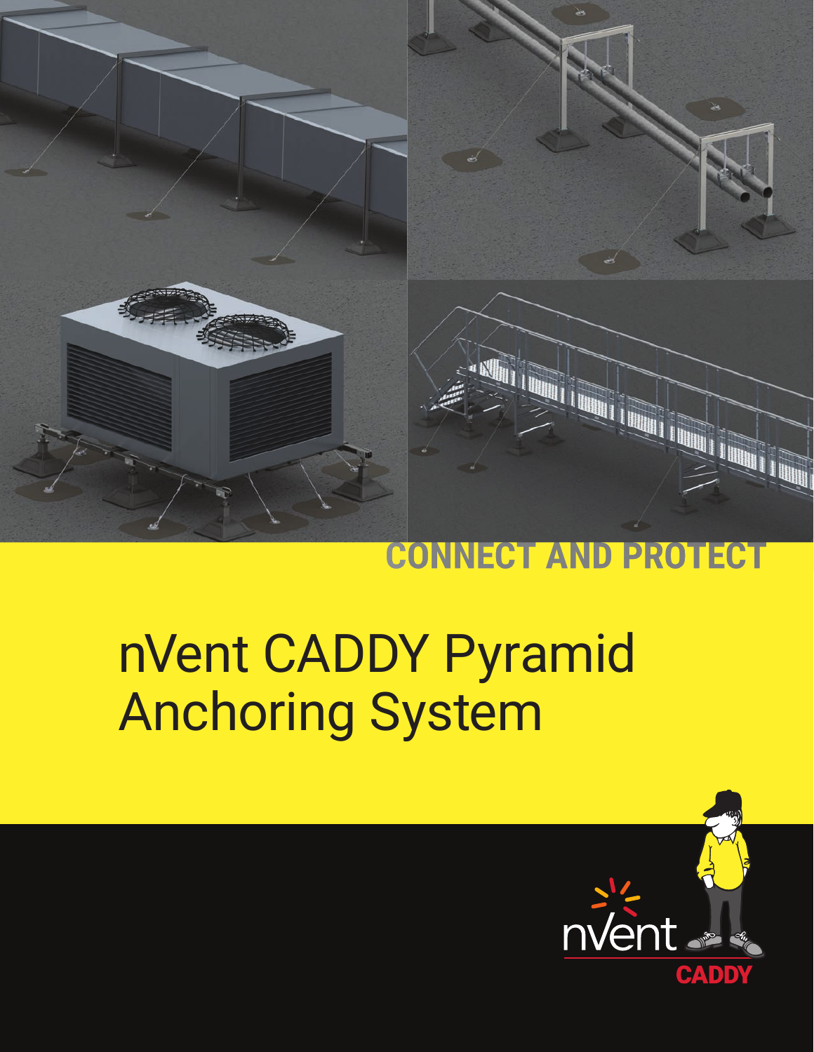CONNECT AND PROTECT

# nVent CADDY Pyramid Anchoring System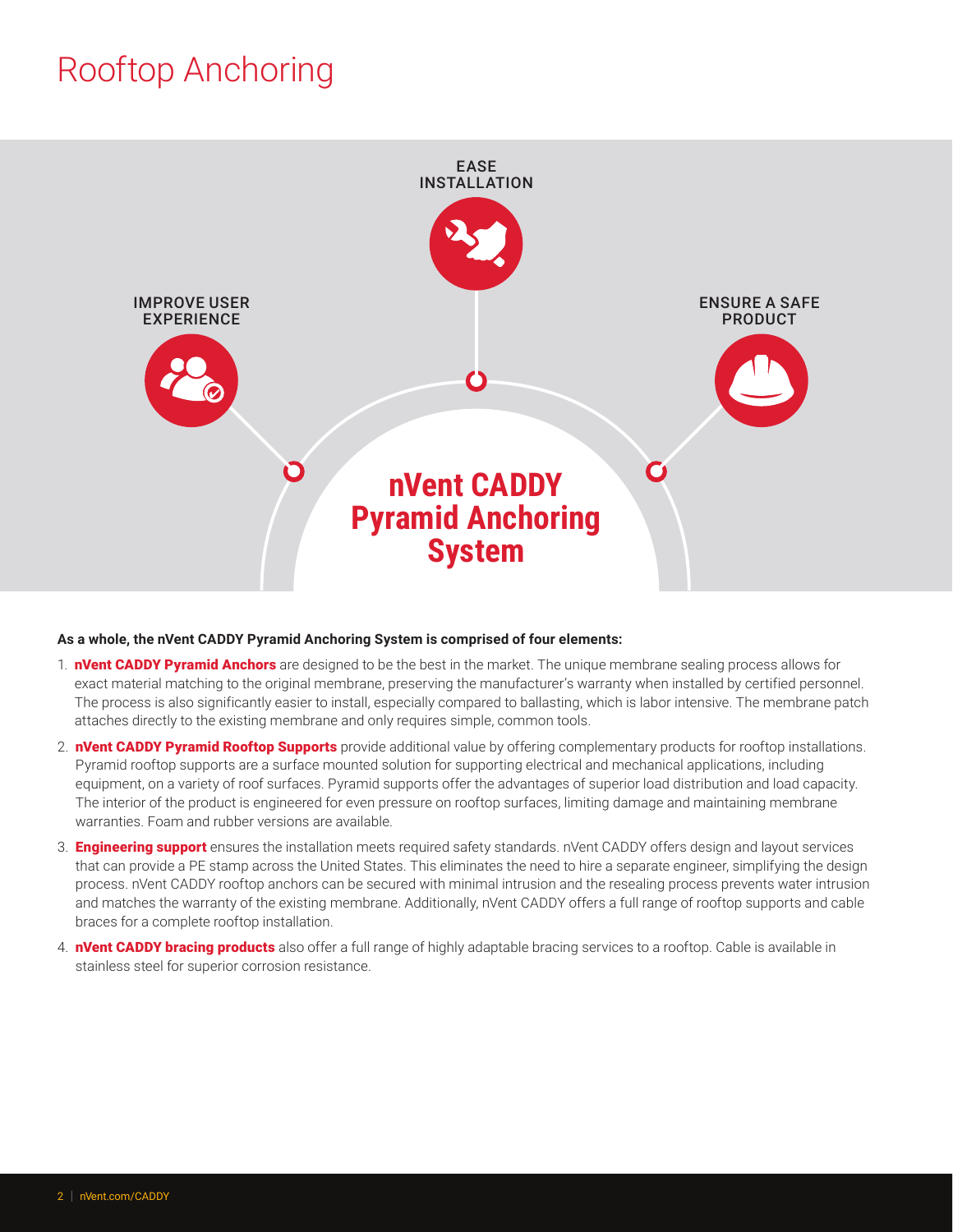# Rooftop Anchoring

EASE INSTALLATION

IMPROVE USER EXPERIENCE

ENSURE A SAFE PRODUCT

**nVent CADDY Pyramid Anchoring System**

**As a whole, the nVent CADDY Pyramid Anchoring System is comprised of four elements:**

1. **nVent CADDY Pyramid Anchors** are designed to be the best in the market. The unique membrane sealing process allows for exact material matching to the original membrane, preserving the manufacturer's warranty when installed by certified personnel. The process is also significantly easier to install, especially compared to ballasting, which is labor intensive. The membrane patch attaches directly to the existing membrane and only requires simple, common tools.
2. **nVent CADDY Pyramid Rooftop Supports** provide additional value by offering complementary products for rooftop installations. Pyramid rooftop supports are a surface mounted solution for supporting electrical and mechanical applications, including equipment, on a variety of roof surfaces. Pyramid supports offer the advantages of superior load distribution and load capacity. The interior of the product is engineered for even pressure on rooftop surfaces, limiting damage and maintaining membrane warranties. Foam and rubber versions are available.
3. **Engineering support** ensures the installation meets required safety standards. nVent CADDY offers design and layout services that can provide a PE stamp across the United States. This eliminates the need to hire a separate engineer, simplifying the design process. nVent CADDY rooftop anchors can be secured with minimal intrusion and the resealing process prevents water intrusion and matches the warranty of the existing membrane. Additionally, nVent CADDY offers a full range of rooftop supports and cable braces for a complete rooftop installation.
4. **nVent CADDY bracing products** also offer a full range of highly adaptable bracing services to a rooftop. Cable is available in stainless steel for superior corrosion resistance.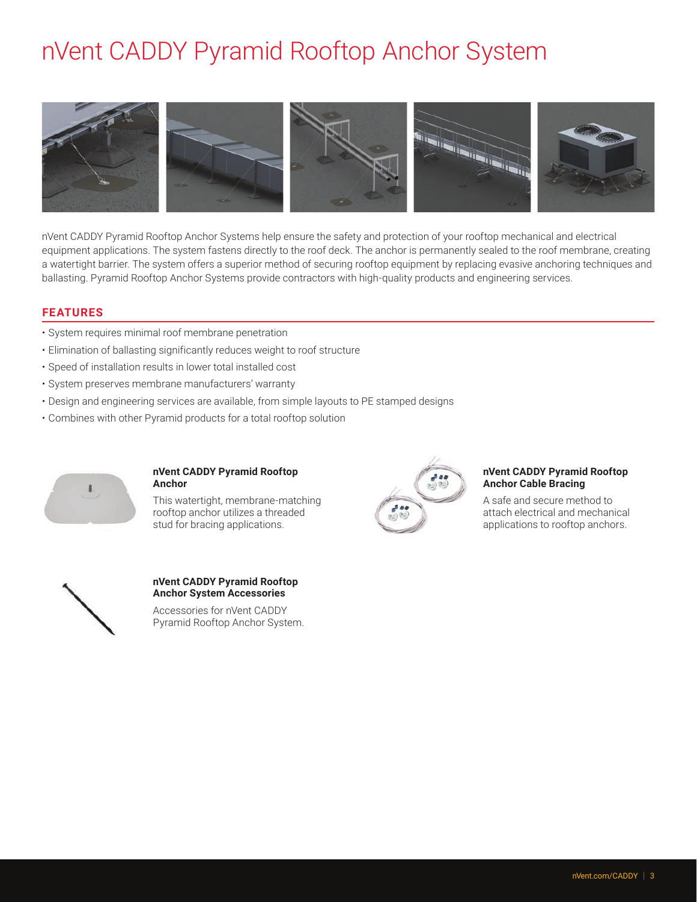# nVent CADDY Pyramid Rooftop Anchor System

nVent CADDY Pyramid Rooftop Anchor Systems help ensure the safety and protection of your rooftop mechanical and electrical equipment applications. The system fastens directly to the roof deck. The anchor is permanently sealed to the roof membrane, creating a watertight barrier. The system offers a superior method of securing rooftop equipment by replacing evasive anchoring techniques and ballasting. Pyramid Rooftop Anchor Systems provide contractors with high-quality products and engineering services.

## FEATURES

- System requires minimal roof membrane penetration
- Elimination of ballasting significantly reduces weight to roof structure
- Speed of installation results in lower total installed cost
- System preserves membrane manufacturers' warranty
- Design and engineering services are available, from simple layouts to PE stamped designs
- Combines with other Pyramid products for a total rooftop solution

**nVent CADDY Pyramid Rooftop Anchor**

This watertight, membrane-matching rooftop anchor utilizes a threaded stud for bracing applications.

**nVent CADDY Pyramid Rooftop Anchor Cable Bracing**

A safe and secure method to attach electrical and mechanical applications to rooftop anchors.

**nVent CADDY Pyramid Rooftop Anchor System Accessories**

Accessories for nVent CADDY Pyramid Rooftop Anchor System.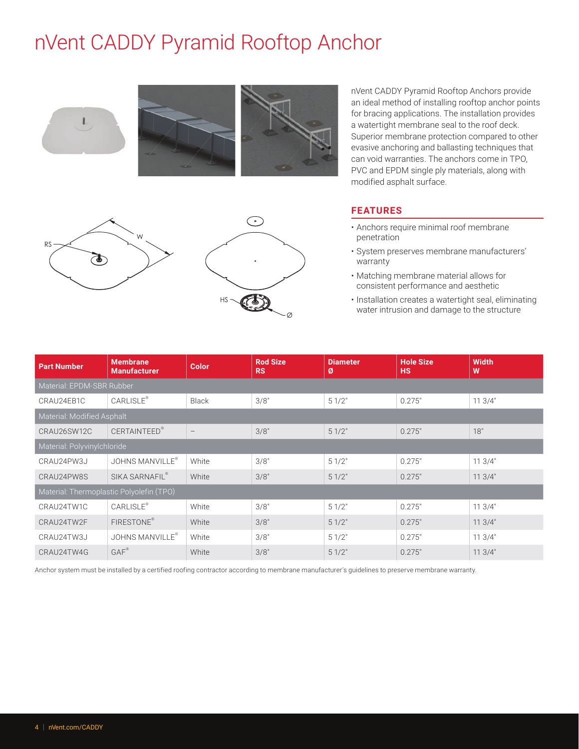# nVent CADDY Pyramid Rooftop Anchor

nVent CADDY Pyramid Rooftop Anchors provide an ideal method of installing rooftop anchor points for bracing applications. The installation provides a watertight membrane seal to the roof deck. Superior membrane protection compared to other evasive anchoring and ballasting techniques that can void warranties. The anchors come in TPO, PVC and EPDM single ply materials, along with modified asphalt surface.

## FEATURES

- Anchors require minimal roof membrane penetration
- System preserves membrane manufacturers' warranty
- Matching membrane material allows for consistent performance and aesthetic
- Installation creates a watertight seal, eliminating water intrusion and damage to the structure

| Part Number | Membrane Manufacturer | Color | Rod Size RS | Diameter Ø | Hole Size HS | Width W |
|---|---|---|---|---|---|---|
| Material: EPDM-SBR Rubber | | | | | | |
| CRAU24EB1C | CARLISLE® | Black | 3/8" | 5 1/2" | 0.275" | 11 3/4" |
| Material: Modified Asphalt | | | | | | |
| CRAU26SW12C | CERTAINTEED® | – | 3/8" | 5 1/2" | 0.275" | 18" |
| Material: Polyvinylchloride | | | | | | |
| CRAU24PW3J | JOHNS MANVILLE® | White | 3/8" | 5 1/2" | 0.275" | 11 3/4" |
| CRAU24PW8S | SIKA SARNAFIL® | White | 3/8" | 5 1/2" | 0.275" | 11 3/4" |
| Material: Thermoplastic Polyolefin (TPO) | | | | | | |
| CRAU24TW1C | CARLISLE® | White | 3/8" | 5 1/2" | 0.275" | 11 3/4" |
| CRAU24TW2F | FIRESTONE® | White | 3/8" | 5 1/2" | 0.275" | 11 3/4" |
| CRAU24TW3J | JOHNS MANVILLE® | White | 3/8" | 5 1/2" | 0.275" | 11 3/4" |
| CRAU24TW4G | GAF® | White | 3/8" | 5 1/2" | 0.275" | 11 3/4" |

Anchor system must be installed by a certified roofing contractor according to membrane manufacturer's guidelines to preserve membrane warranty.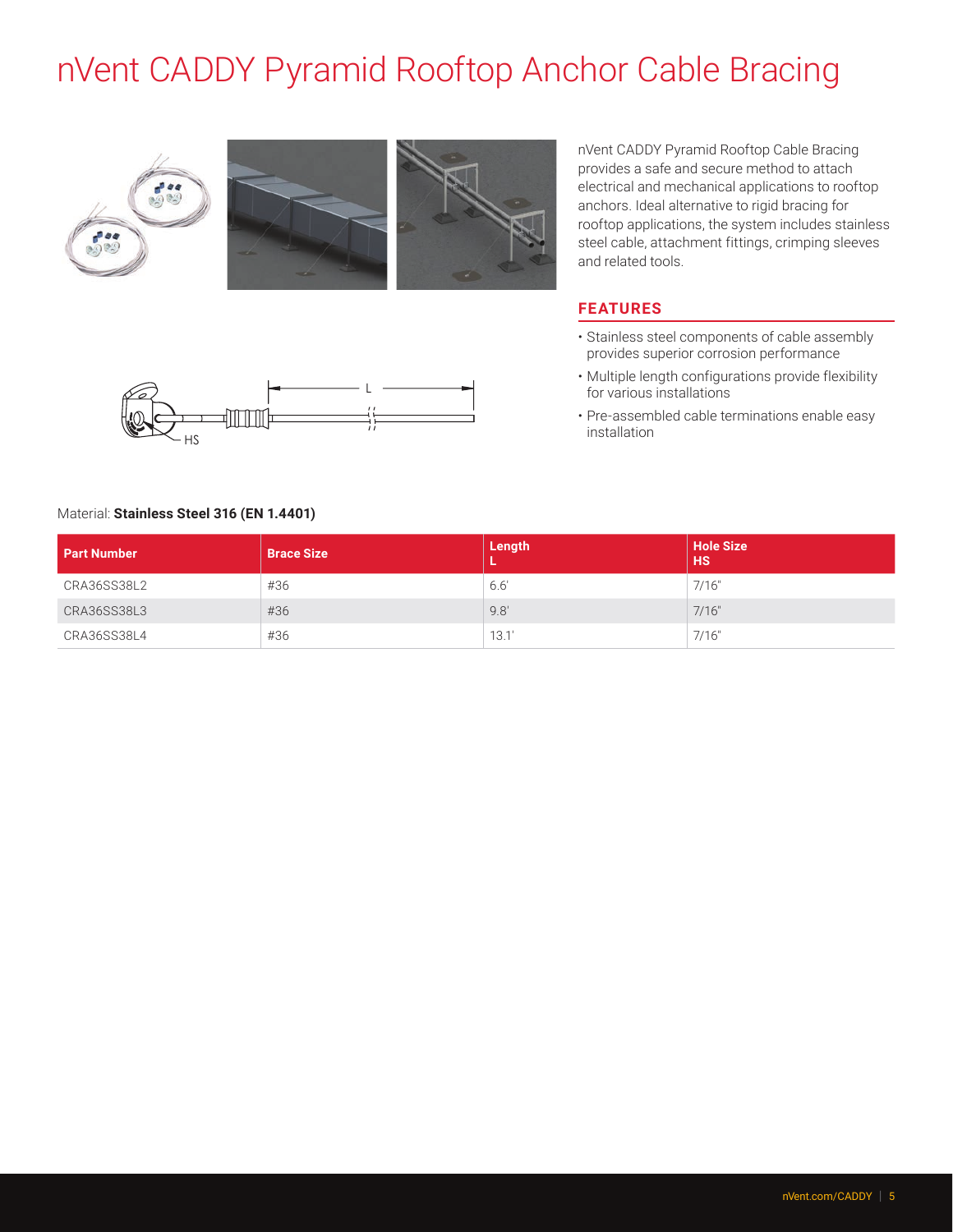# nVent CADDY Pyramid Rooftop Anchor Cable Bracing

nVent CADDY Pyramid Rooftop Cable Bracing provides a safe and secure method to attach electrical and mechanical applications to rooftop anchors. Ideal alternative to rigid bracing for rooftop applications, the system includes stainless steel cable, attachment fittings, crimping sleeves and related tools.

## FEATURES

- Stainless steel components of cable assembly provides superior corrosion performance
- Multiple length configurations provide flexibility for various installations
- Pre-assembled cable terminations enable easy installation

Material: **Stainless Steel 316 (EN 1.4401)**

| Part Number | Brace Size | Length L | Hole Size HS |
|---|---|---|---|
| CRA36SS38L2 | #36 | 6.6' | 7/16" |
| CRA36SS38L3 | #36 | 9.8' | 7/16" |
| CRA36SS38L4 | #36 | 13.1' | 7/16" |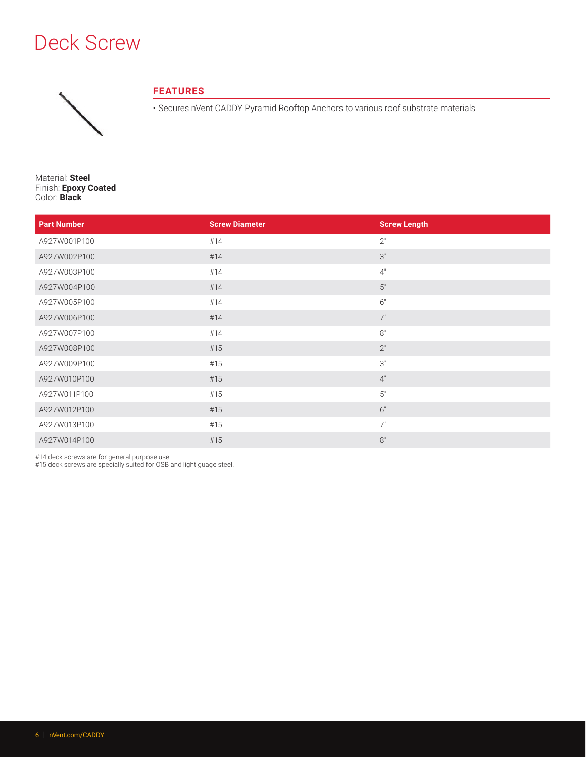# Deck Screw

## FEATURES

- Secures nVent CADDY Pyramid Rooftop Anchors to various roof substrate materials

Material: **Steel**
Finish: **Epoxy Coated**
Color: **Black**

| Part Number | Screw Diameter | Screw Length |
|---|---|---|
| A927W001P100 | #14 | 2" |
| A927W002P100 | #14 | 3" |
| A927W003P100 | #14 | 4" |
| A927W004P100 | #14 | 5" |
| A927W005P100 | #14 | 6" |
| A927W006P100 | #14 | 7" |
| A927W007P100 | #14 | 8" |
| A927W008P100 | #15 | 2" |
| A927W009P100 | #15 | 3" |
| A927W010P100 | #15 | 4" |
| A927W011P100 | #15 | 5" |
| A927W012P100 | #15 | 6" |
| A927W013P100 | #15 | 7" |
| A927W014P100 | #15 | 8" |

#14 deck screws are for general purpose use.
#15 deck screws are specially suited for OSB and light guage steel.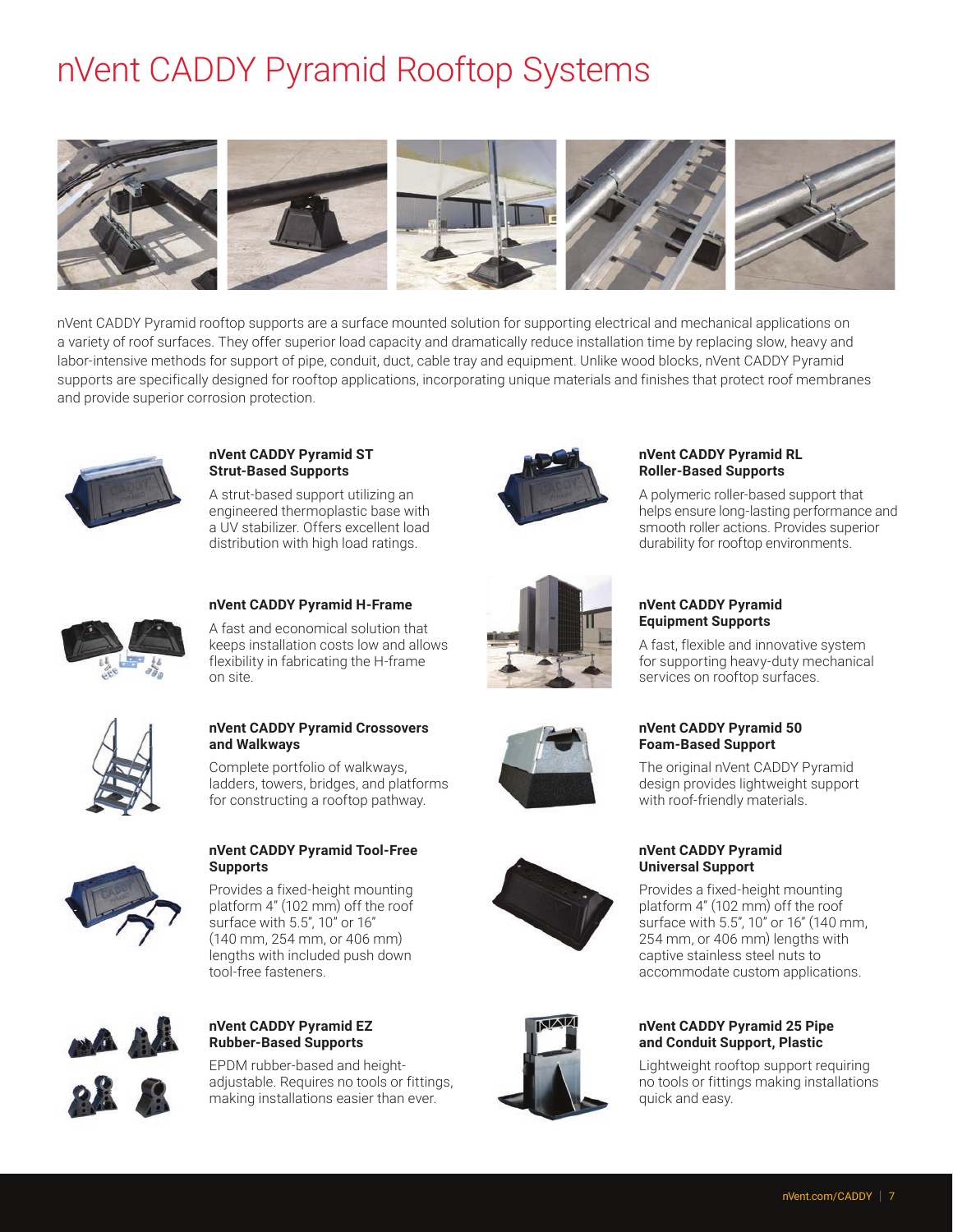# nVent CADDY Pyramid Rooftop Systems

nVent CADDY Pyramid rooftop supports are a surface mounted solution for supporting electrical and mechanical applications on a variety of roof surfaces. They offer superior load capacity and dramatically reduce installation time by replacing slow, heavy and labor-intensive methods for support of pipe, conduit, duct, cable tray and equipment. Unlike wood blocks, nVent CADDY Pyramid supports are specifically designed for rooftop applications, incorporating unique materials and finishes that protect roof membranes and provide superior corrosion protection.

**nVent CADDY Pyramid ST Strut-Based Supports**

A strut-based support utilizing an engineered thermoplastic base with a UV stabilizer. Offers excellent load distribution with high load ratings.

**nVent CADDY Pyramid RL Roller-Based Supports**

A polymeric roller-based support that helps ensure long-lasting performance and smooth roller actions. Provides superior durability for rooftop environments.

**nVent CADDY Pyramid H-Frame**

A fast and economical solution that keeps installation costs low and allows flexibility in fabricating the H-frame on site.

**nVent CADDY Pyramid Equipment Supports**

A fast, flexible and innovative system for supporting heavy-duty mechanical services on rooftop surfaces.

**nVent CADDY Pyramid Crossovers and Walkways**

Complete portfolio of walkways, ladders, towers, bridges, and platforms for constructing a rooftop pathway.

**nVent CADDY Pyramid 50 Foam-Based Support**

The original nVent CADDY Pyramid design provides lightweight support with roof-friendly materials.

**nVent CADDY Pyramid Tool-Free Supports**

Provides a fixed-height mounting platform 4" (102 mm) off the roof surface with 5.5", 10" or 16" (140 mm, 254 mm, or 406 mm) lengths with included push down tool-free fasteners.

**nVent CADDY Pyramid Universal Support**

Provides a fixed-height mounting platform 4" (102 mm) off the roof surface with 5.5", 10" or 16" (140 mm, 254 mm, or 406 mm) lengths with captive stainless steel nuts to accommodate custom applications.

**nVent CADDY Pyramid EZ Rubber-Based Supports**

EPDM rubber-based and height-adjustable. Requires no tools or fittings, making installations easier than ever.

**nVent CADDY Pyramid 25 Pipe and Conduit Support, Plastic**

Lightweight rooftop support requiring no tools or fittings making installations quick and easy.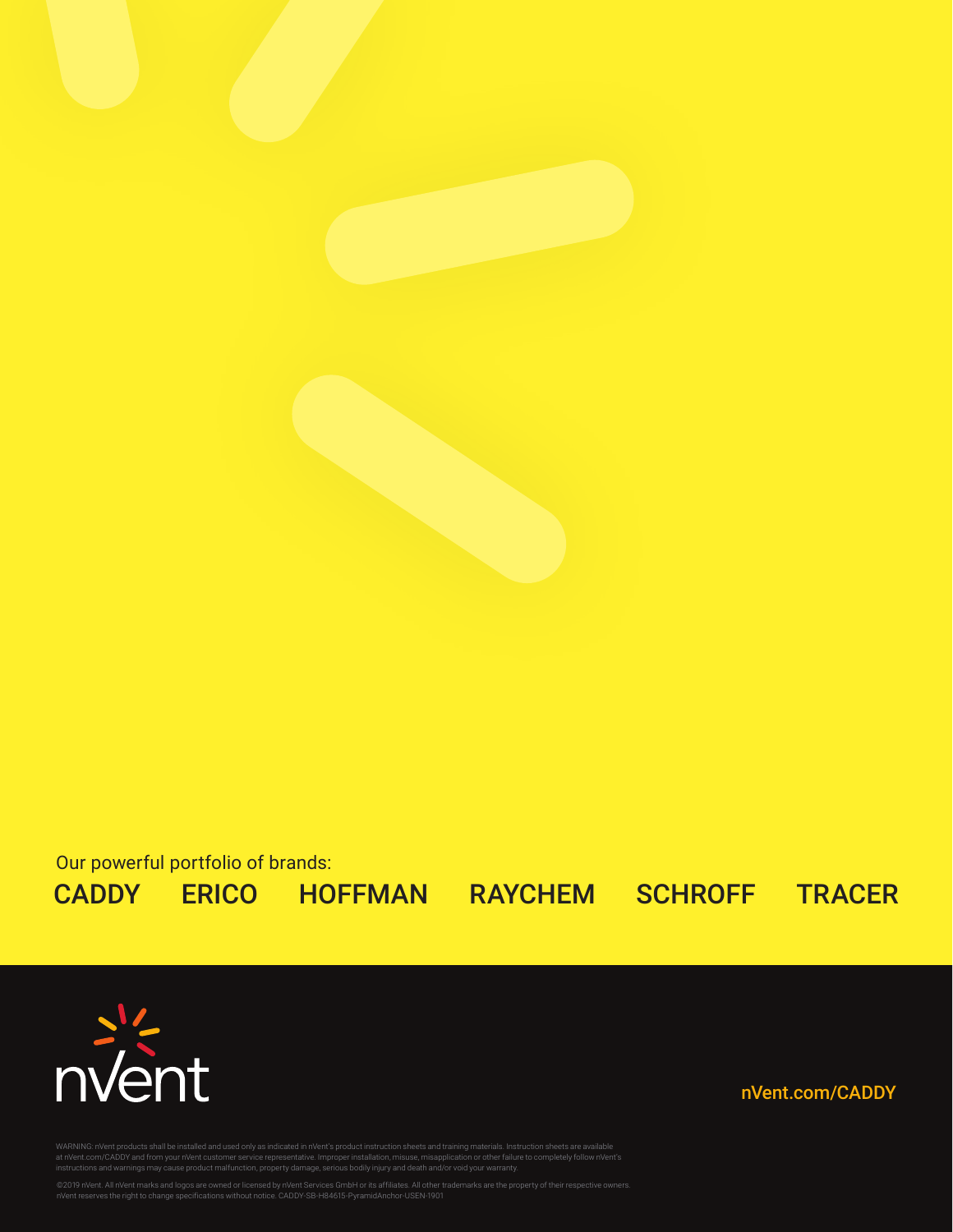Our powerful portfolio of brands:

CADDY ERICO HOFFMAN RAYCHEM SCHROFF TRACER

nVent

nVent.com/CADDY

WARNING: nVent products shall be installed and used only as indicated in nVent's product instruction sheets and training materials. Instruction sheets are available at nVent.com/CADDY and from your nVent customer service representative. Improper installation, misuse, misapplication or other failure to completely follow nVent's instructions and warnings may cause product malfunction, property damage, serious bodily injury and death and/or void your warranty.

©2019 nVent. All nVent marks and logos are owned or licensed by nVent Services GmbH or its affiliates. All other trademarks are the property of their respective owners. nVent reserves the right to change specifications without notice. CADDY-SB-H84615-PyramidAnchor-USEN-1901